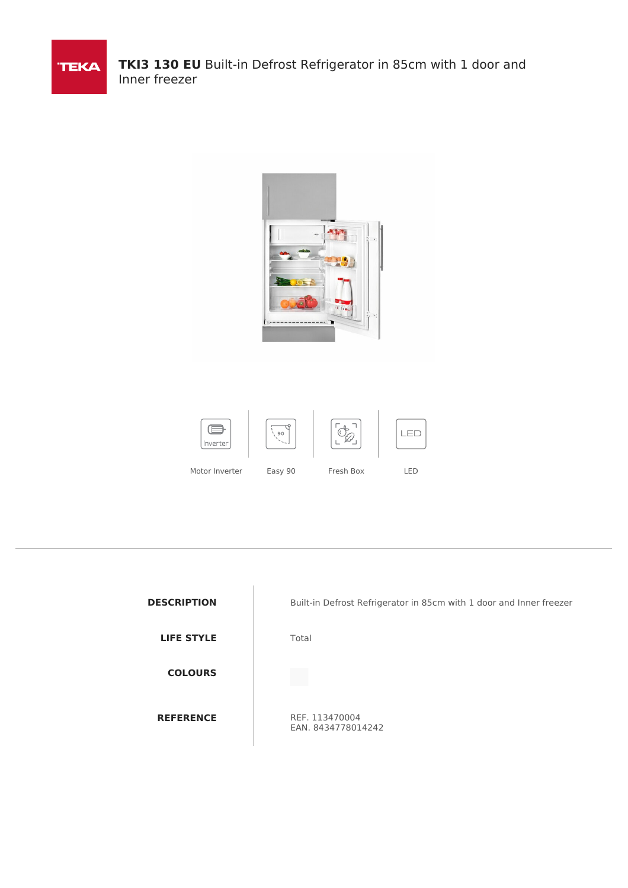# **TKI3 130 EU** Built-in Defrost Refrigerator in 85cm with 1 door and Inner freezer

Motor Inverter | Easy 90 | Fresh Box | LED

| | |
|---|---|
| **DESCRIPTION** | Built-in Defrost Refrigerator in 85cm with 1 door and Inner freezer |
| **LIFE STYLE** | Total |
| **COLOURS** | |
| **REFERENCE** | REF. 113470004<br>EAN. 8434778014242 |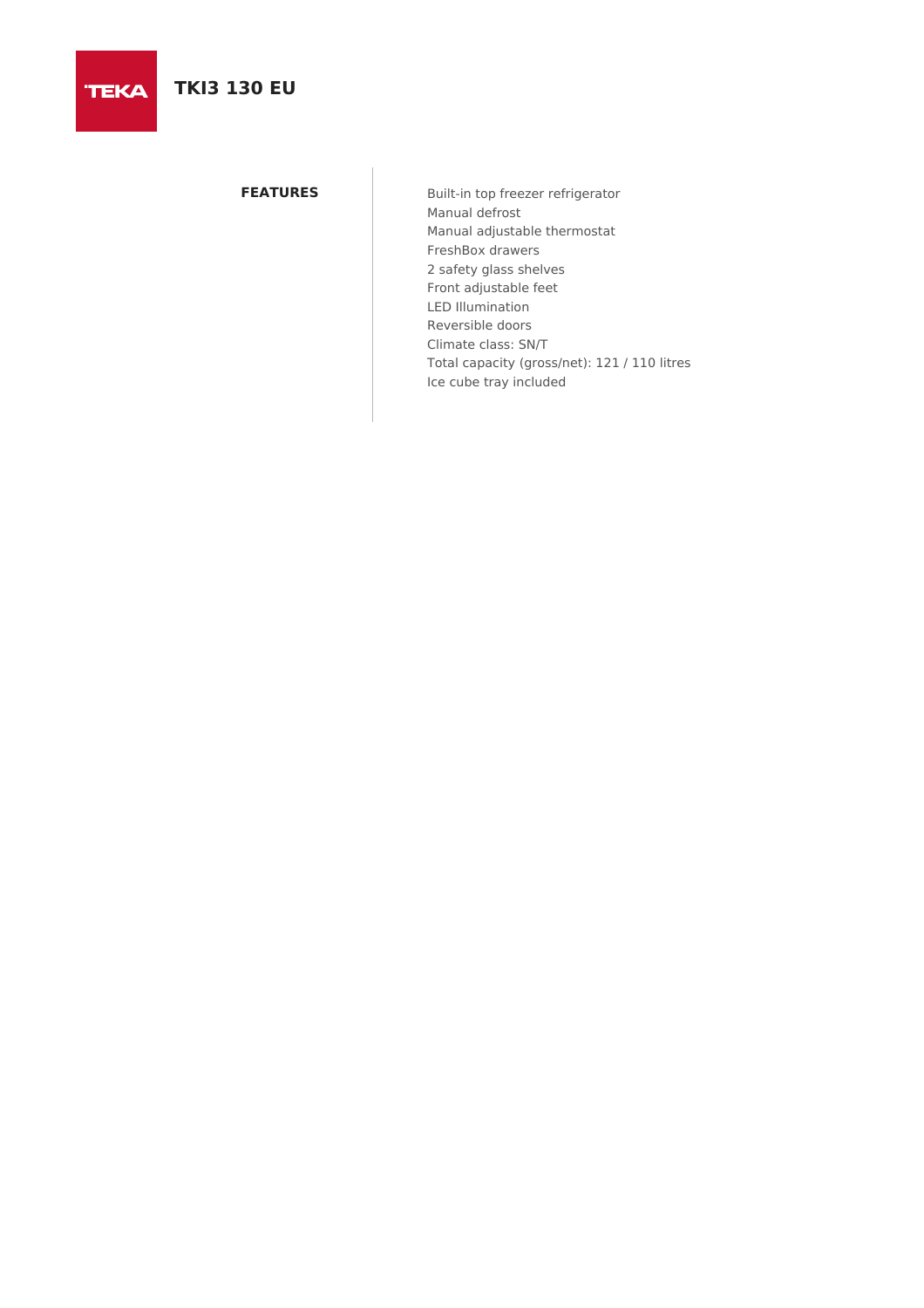TEKA

# TKI3 130 EU

## FEATURES

- Built-in top freezer refrigerator
- Manual defrost
- Manual adjustable thermostat
- FreshBox drawers
- 2 safety glass shelves
- Front adjustable feet
- LED Illumination
- Reversible doors
- Climate class: SN/T
- Total capacity (gross/net): 121 / 110 litres
- Ice cube tray included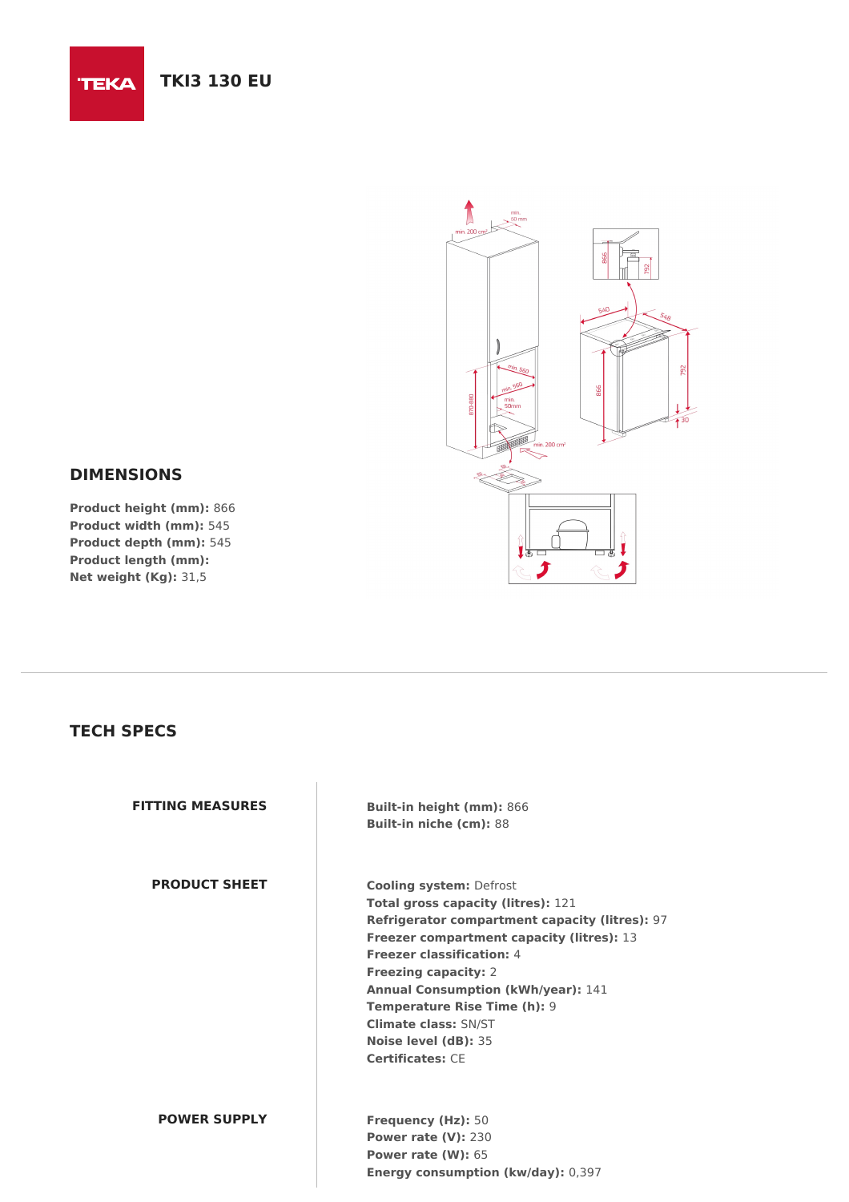# TKI3 130 EU

## DIMENSIONS

**Product height (mm):** 866
**Product width (mm):** 545
**Product depth (mm):** 545
**Product length (mm):**
**Net weight (Kg):** 31,5

## TECH SPECS

### FITTING MEASURES

**Built-in height (mm):** 866
**Built-in niche (cm):** 88

### PRODUCT SHEET

**Cooling system:** Defrost
**Total gross capacity (litres):** 121
**Refrigerator compartment capacity (litres):** 97
**Freezer compartment capacity (litres):** 13
**Freezer classification:** 4
**Freezing capacity:** 2
**Annual Consumption (kWh/year):** 141
**Temperature Rise Time (h):** 9
**Climate class:** SN/ST
**Noise level (dB):** 35
**Certificates:** CE

### POWER SUPPLY

**Frequency (Hz):** 50
**Power rate (V):** 230
**Power rate (W):** 65
**Energy consumption (kw/day):** 0,397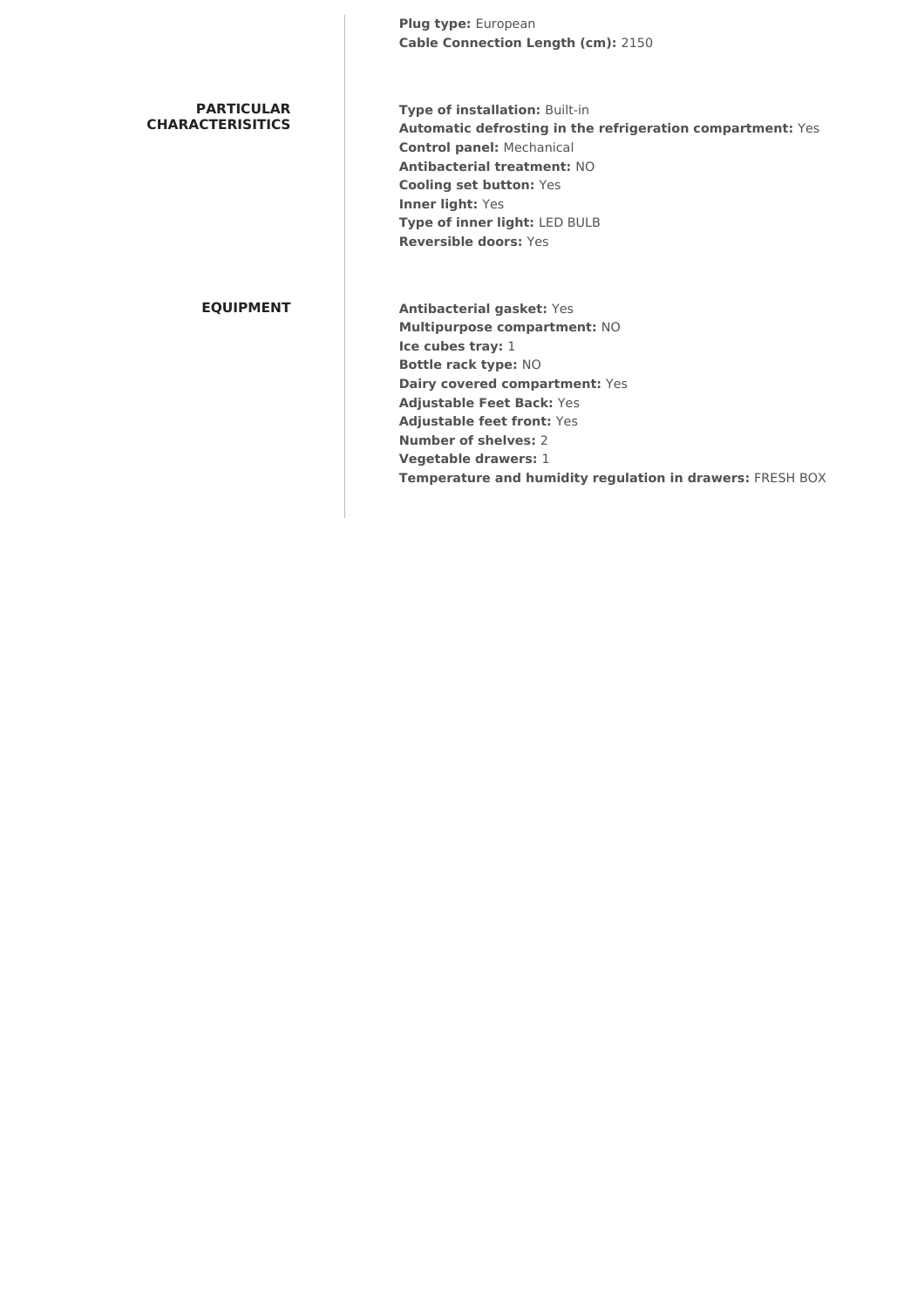**Plug type:** European
**Cable Connection Length (cm):** 2150

## PARTICULAR CHARACTERISITICS

**Type of installation:** Built-in
**Automatic defrosting in the refrigeration compartment:** Yes
**Control panel:** Mechanical
**Antibacterial treatment:** NO
**Cooling set button:** Yes
**Inner light:** Yes
**Type of inner light:** LED BULB
**Reversible doors:** Yes

## EQUIPMENT

**Antibacterial gasket:** Yes
**Multipurpose compartment:** NO
**Ice cubes tray:** 1
**Bottle rack type:** NO
**Dairy covered compartment:** Yes
**Adjustable Feet Back:** Yes
**Adjustable feet front:** Yes
**Number of shelves:** 2
**Vegetable drawers:** 1
**Temperature and humidity regulation in drawers:** FRESH BOX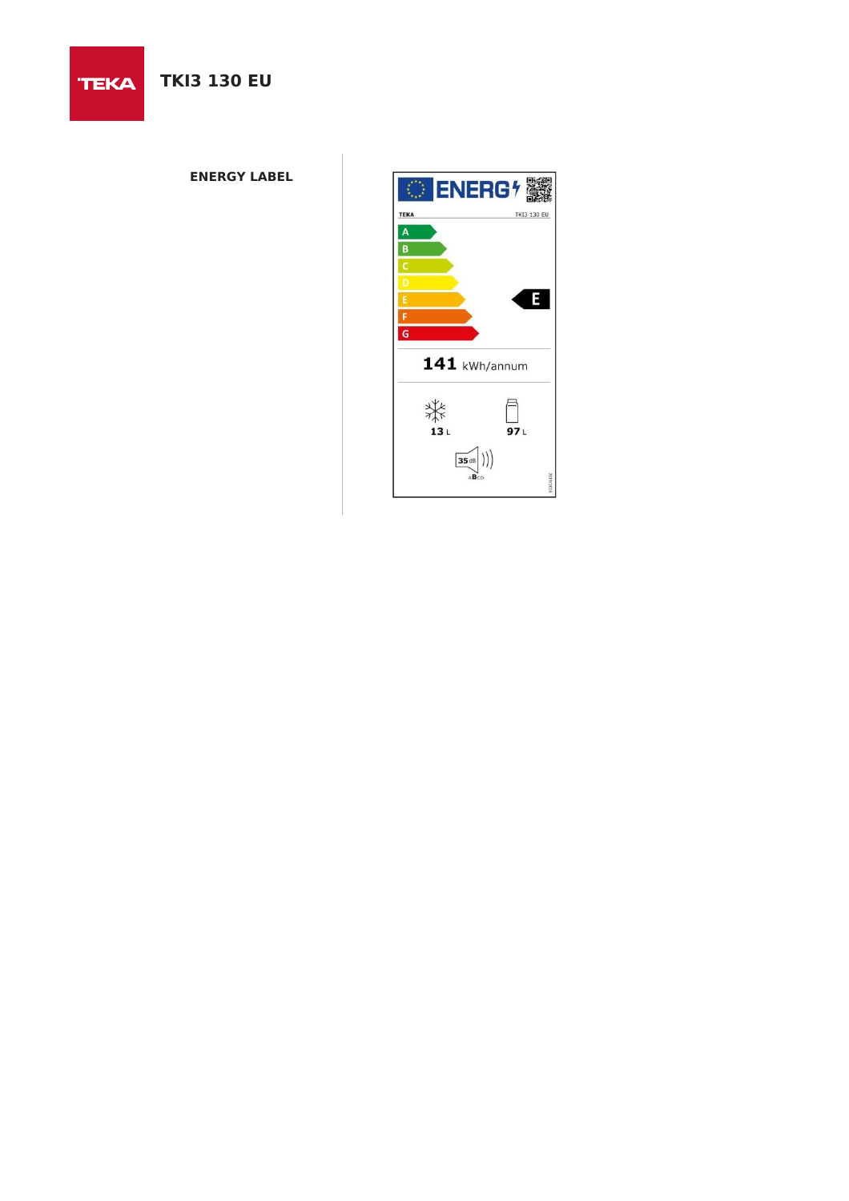TEKA

# TKI3 130 EU

**ENERGY LABEL**

ENERG

TEKA

TKI3 130 EU

A
B
C
D
E
F
G

E

141 kWh/annum

13 L

97 L

35 dB

ABCD